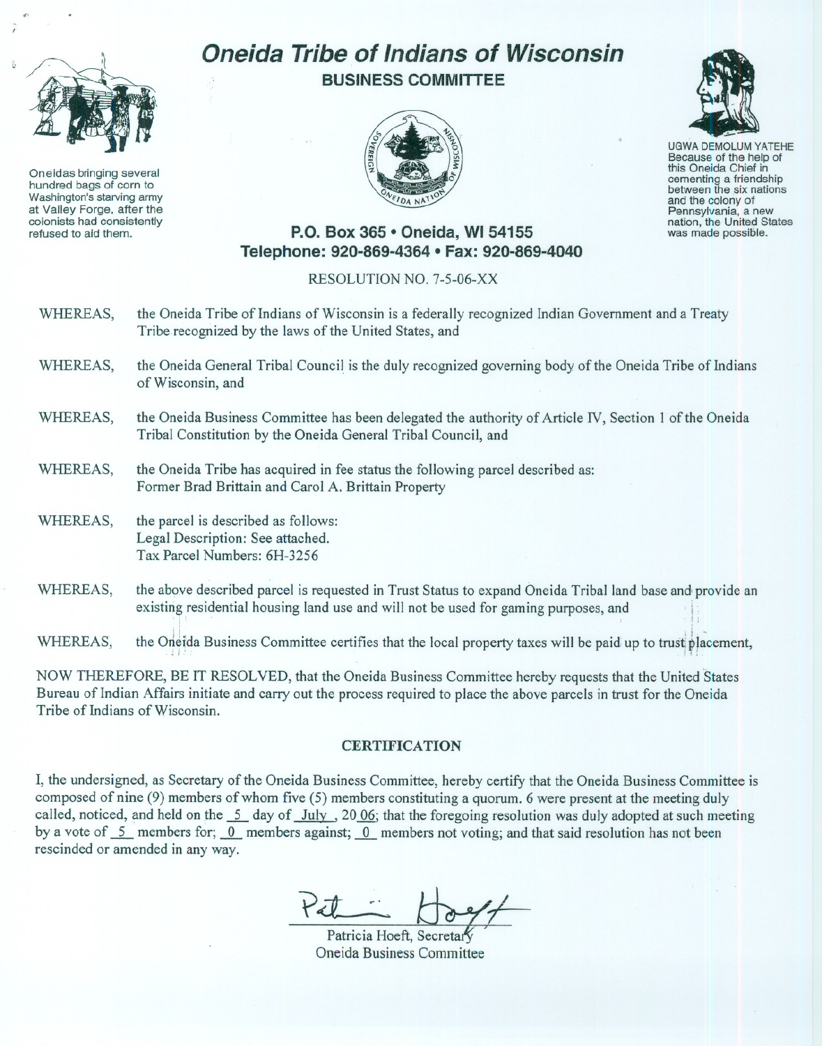# Oneida Tribe of Indians of Wisconsin

## BUSINESS COMMITTEE

Oneidas bringing several hundred bags of corn to Washington's starving army at Valley Forge, after the colonists had consistently refused to aid them.

UGWA DEMOLUM YATEHE
Because of the help of this Oneida Chief in cementing a friendship between the six nations and the colony of Pennsylvania, a new nation, the United States was made possible.

**P.O. Box 365 • Oneida, WI 54155**
**Telephone: 920-869-4364 • Fax: 920-869-4040**

RESOLUTION NO. 7-5-06-XX

WHEREAS, the Oneida Tribe of Indians of Wisconsin is a federally recognized Indian Government and a Treaty Tribe recognized by the laws of the United States, and

WHEREAS, the Oneida General Tribal Council is the duly recognized governing body of the Oneida Tribe of Indians of Wisconsin, and

WHEREAS, the Oneida Business Committee has been delegated the authority of Article IV, Section 1 of the Oneida Tribal Constitution by the Oneida General Tribal Council, and

WHEREAS, the Oneida Tribe has acquired in fee status the following parcel described as:
Former Brad Brittain and Carol A. Brittain Property

WHEREAS, the parcel is described as follows:
Legal Description: See attached.
Tax Parcel Numbers: 6H-3256

WHEREAS, the above described parcel is requested in Trust Status to expand Oneida Tribal land base and provide an existing residential housing land use and will not be used for gaming purposes, and

WHEREAS, the Oneida Business Committee certifies that the local property taxes will be paid up to trust placement,

NOW THEREFORE, BE IT RESOLVED, that the Oneida Business Committee hereby requests that the United States Bureau of Indian Affairs initiate and carry out the process required to place the above parcels in trust for the Oneida Tribe of Indians of Wisconsin.

### CERTIFICATION

I, the undersigned, as Secretary of the Oneida Business Committee, hereby certify that the Oneida Business Committee is composed of nine (9) members of whom five (5) members constituting a quorum. 6 were present at the meeting duly called, noticed, and held on the 5 day of July, 2006; that the foregoing resolution was duly adopted at such meeting by a vote of 5 members for; 0 members against; 0 members not voting; and that said resolution has not been rescinded or amended in any way.

Patricia Hoeft, Secretary
Oneida Business Committee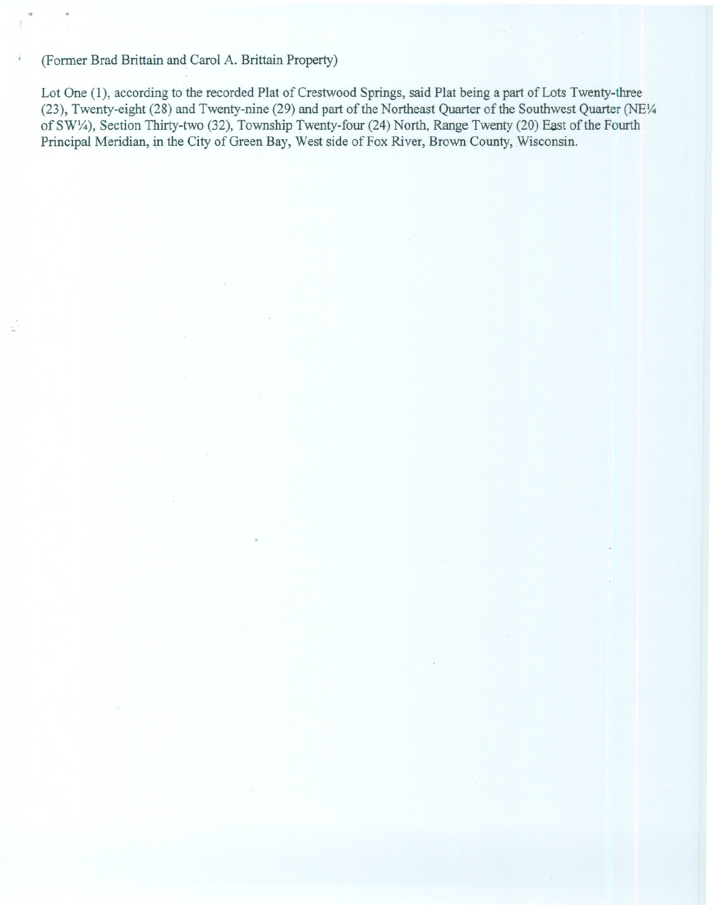(Former Brad Brittain and Carol A. Brittain Property)

Lot One (1), according to the recorded Plat of Crestwood Springs, said Plat being a part of Lots Twenty-three (23), Twenty-eight (28) and Twenty-nine (29) and part of the Northeast Quarter of the Southwest Quarter (NE¼ of SW¼), Section Thirty-two (32), Township Twenty-four (24) North, Range Twenty (20) East of the Fourth Principal Meridian, in the City of Green Bay, West side of Fox River, Brown County, Wisconsin.